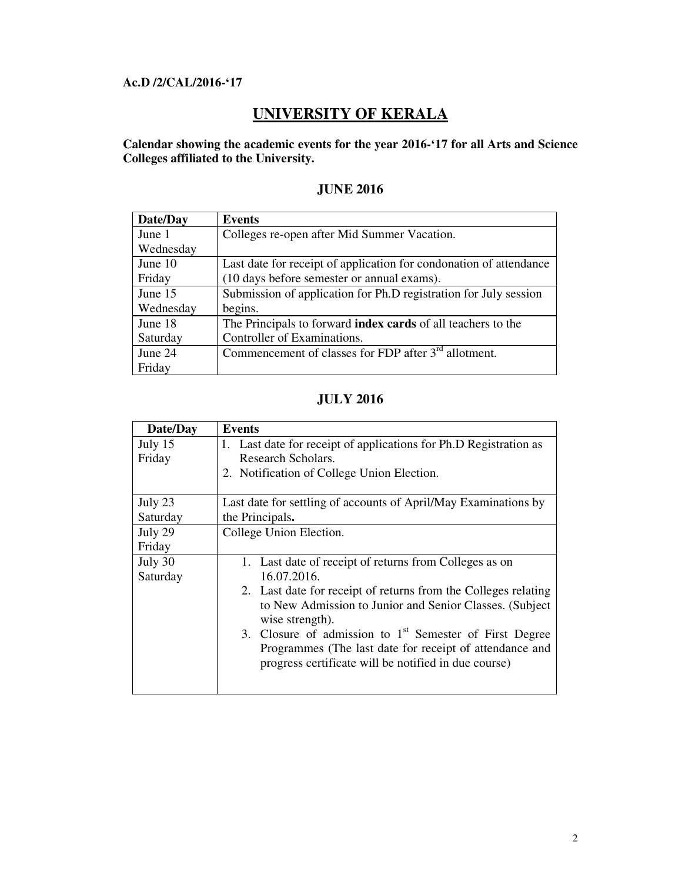**Ac.D /2/CAL/2016-'17**

# UNIVERSITY OF KERALA

**Calendar showing the academic events for the year 2016-'17 for all Arts and Science Colleges affiliated to the University.**

## JUNE 2016

| Date/Day | Events |
|---|---|
| June 1 Wednesday | Colleges re-open after Mid Summer Vacation. |
| June 10 Friday | Last date for receipt of application for condonation of attendance (10 days before semester or annual exams). |
| June 15 Wednesday | Submission of application for Ph.D registration for July session begins. |
| June 18 Saturday | The Principals to forward **index cards** of all teachers to the Controller of Examinations. |
| June 24 Friday | Commencement of classes for FDP after 3rd allotment. |

## JULY 2016

| Date/Day | Events |
|---|---|
| July 15 Friday | 1. Last date for receipt of applications for Ph.D Registration as Research Scholars. 2. Notification of College Union Election. |
| July 23 Saturday | Last date for settling of accounts of April/May Examinations by the Principals**.** |
| July 29 Friday | College Union Election. |
| July 30 Saturday | 1. Last date of receipt of returns from Colleges as on 16.07.2016. 2. Last date for receipt of returns from the Colleges relating to New Admission to Junior and Senior Classes. (Subject wise strength). 3. Closure of admission to 1st Semester of First Degree Programmes (The last date for receipt of attendance and progress certificate will be notified in due course) |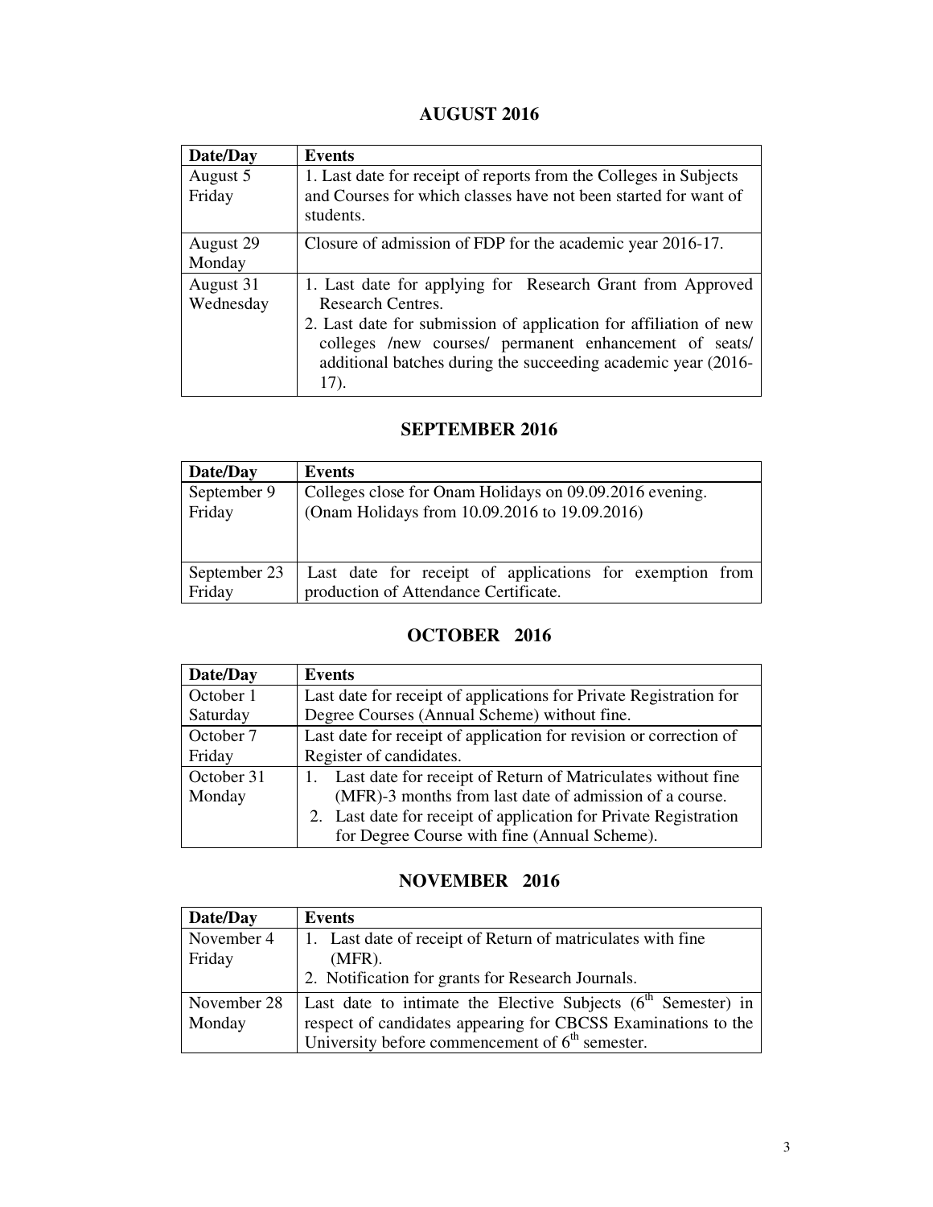## AUGUST 2016

| Date/Day | Events |
|---|---|
| August 5 Friday | 1. Last date for receipt of reports from the Colleges in Subjects and Courses for which classes have not been started for want of students. |
| August 29 Monday | Closure of admission of FDP for the academic year 2016-17. |
| August 31 Wednesday | 1. Last date for applying for Research Grant from Approved Research Centres. 2. Last date for submission of application for affiliation of new colleges /new courses/ permanent enhancement of seats/ additional batches during the succeeding academic year (2016-17). |

## SEPTEMBER 2016

| Date/Day | Events |
|---|---|
| September 9 Friday | Colleges close for Onam Holidays on 09.09.2016 evening. (Onam Holidays from 10.09.2016 to 19.09.2016) |
| September 23 Friday | Last date for receipt of applications for exemption from production of Attendance Certificate. |

## OCTOBER 2016

| Date/Day | Events |
|---|---|
| October 1 Saturday | Last date for receipt of applications for Private Registration for Degree Courses (Annual Scheme) without fine. |
| October 7 Friday | Last date for receipt of application for revision or correction of Register of candidates. |
| October 31 Monday | 1. Last date for receipt of Return of Matriculates without fine (MFR)-3 months from last date of admission of a course. 2. Last date for receipt of application for Private Registration for Degree Course with fine (Annual Scheme). |

## NOVEMBER 2016

| Date/Day | Events |
|---|---|
| November 4 Friday | 1. Last date of receipt of Return of matriculates with fine (MFR). 2. Notification for grants for Research Journals. |
| November 28 Monday | Last date to intimate the Elective Subjects (6th Semester) in respect of candidates appearing for CBCSS Examinations to the University before commencement of 6th semester. |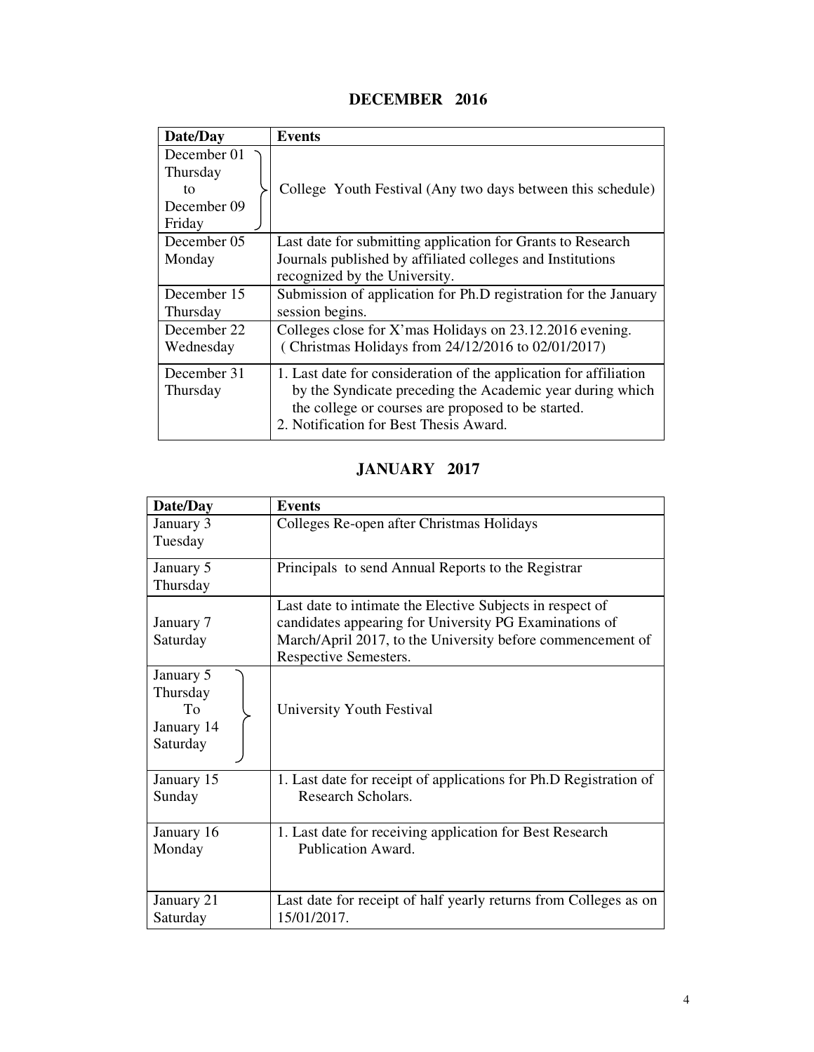## DECEMBER 2016

| Date/Day | Events |
|---|---|
| December 01 Thursday to December 09 Friday | College Youth Festival (Any two days between this schedule) |
| December 05 Monday | Last date for submitting application for Grants to Research Journals published by affiliated colleges and Institutions recognized by the University. |
| December 15 Thursday | Submission of application for Ph.D registration for the January session begins. |
| December 22 Wednesday | Colleges close for X'mas Holidays on 23.12.2016 evening. ( Christmas Holidays from 24/12/2016 to 02/01/2017) |
| December 31 Thursday | 1. Last date for consideration of the application for affiliation by the Syndicate preceding the Academic year during which the college or courses are proposed to be started. 2. Notification for Best Thesis Award. |

## JANUARY 2017

| Date/Day | Events |
|---|---|
| January 3 Tuesday | Colleges Re-open after Christmas Holidays |
| January 5 Thursday | Principals to send Annual Reports to the Registrar |
| January 7 Saturday | Last date to intimate the Elective Subjects in respect of candidates appearing for University PG Examinations of March/April 2017, to the University before commencement of Respective Semesters. |
| January 5 Thursday To January 14 Saturday | University Youth Festival |
| January 15 Sunday | 1. Last date for receipt of applications for Ph.D Registration of Research Scholars. |
| January 16 Monday | 1. Last date for receiving application for Best Research Publication Award. |
| January 21 Saturday | Last date for receipt of half yearly returns from Colleges as on 15/01/2017. |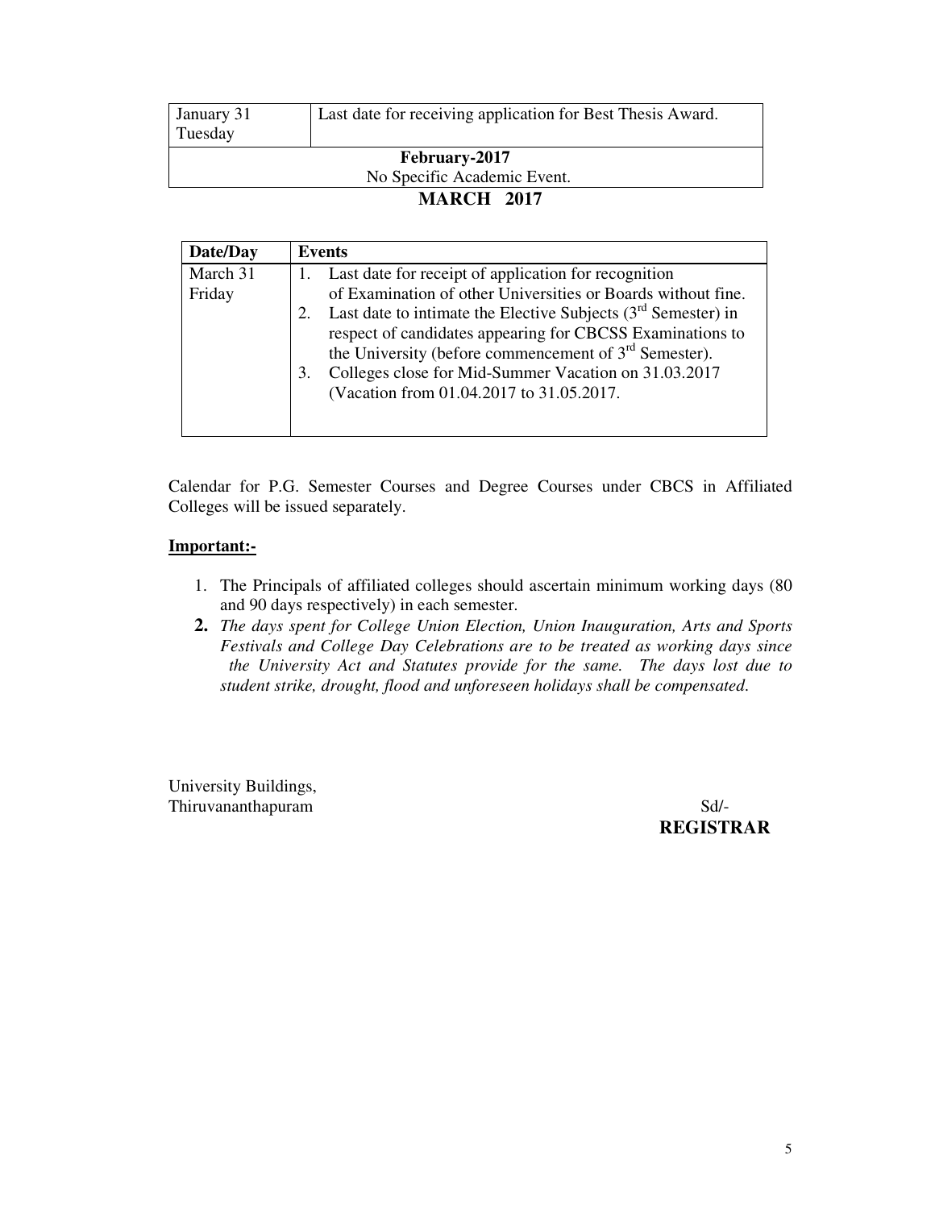| | |
|---|---|
| January 31 Tuesday | Last date for receiving application for Best Thesis Award. |
| **February-2017** No Specific Academic Event. | |

## MARCH 2017

| Date/Day | Events |
|---|---|
| March 31 Friday | 1. Last date for receipt of application for recognition of Examination of other Universities or Boards without fine. 2. Last date to intimate the Elective Subjects (3rd Semester) in respect of candidates appearing for CBCSS Examinations to the University (before commencement of 3rd Semester). 3. Colleges close for Mid-Summer Vacation on 31.03.2017 (Vacation from 01.04.2017 to 31.05.2017. |

Calendar for P.G. Semester Courses and Degree Courses under CBCS in Affiliated Colleges will be issued separately.

**Important:-**

1. The Principals of affiliated colleges should ascertain minimum working days (80 and 90 days respectively) in each semester.
2. *The days spent for College Union Election, Union Inauguration, Arts and Sports Festivals and College Day Celebrations are to be treated as working days since the University Act and Statutes provide for the same. The days lost due to student strike, drought, flood and unforeseen holidays shall be compensated.*

University Buildings,
Thiruvananthapuram

Sd/-
**REGISTRAR**